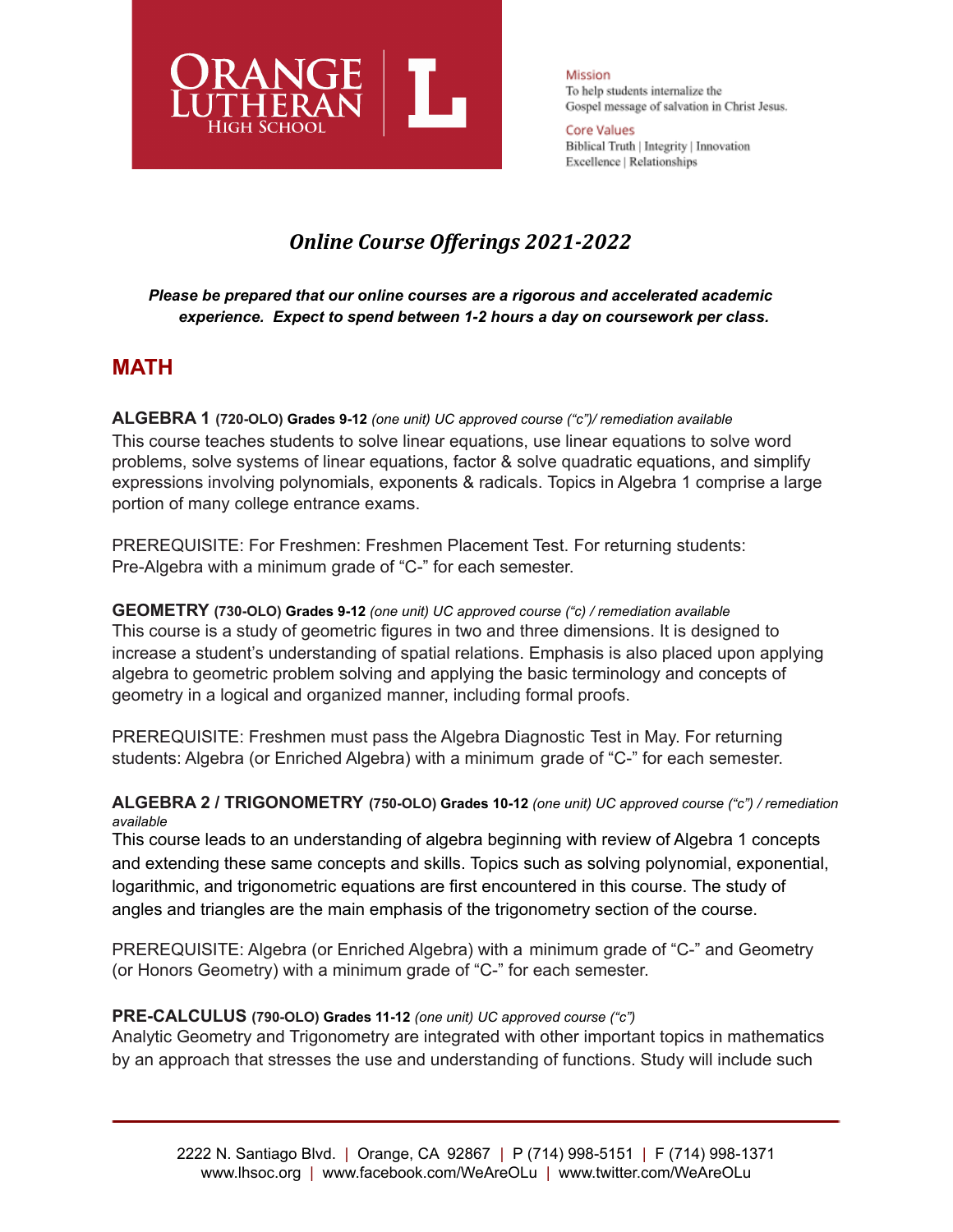ORANGE LUTHERAN HIGH SCHOOL

Mission
To help students internalize the Gospel message of salvation in Christ Jesus.

Core Values
Biblical Truth | Integrity | Innovation
Excellence | Relationships

# *Online Course Offerings 2021-2022*

***Please be prepared that our online courses are a rigorous and accelerated academic experience. Expect to spend between 1-2 hours a day on coursework per class.***

## MATH

**ALGEBRA 1 (720-OLO) Grades 9-12** *(one unit) UC approved course ("c")/ remediation available*
This course teaches students to solve linear equations, use linear equations to solve word problems, solve systems of linear equations, factor & solve quadratic equations, and simplify expressions involving polynomials, exponents & radicals. Topics in Algebra 1 comprise a large portion of many college entrance exams.

PREREQUISITE: For Freshmen: Freshmen Placement Test. For returning students: Pre-Algebra with a minimum grade of "C-" for each semester.

**GEOMETRY (730-OLO) Grades 9-12** *(one unit) UC approved course ("c) / remediation available*
This course is a study of geometric figures in two and three dimensions. It is designed to increase a student's understanding of spatial relations. Emphasis is also placed upon applying algebra to geometric problem solving and applying the basic terminology and concepts of geometry in a logical and organized manner, including formal proofs.

PREREQUISITE: Freshmen must pass the Algebra Diagnostic Test in May. For returning students: Algebra (or Enriched Algebra) with a minimum grade of "C-" for each semester.

**ALGEBRA 2 / TRIGONOMETRY (750-OLO) Grades 10-12** *(one unit) UC approved course ("c") / remediation available*
This course leads to an understanding of algebra beginning with review of Algebra 1 concepts and extending these same concepts and skills. Topics such as solving polynomial, exponential, logarithmic, and trigonometric equations are first encountered in this course. The study of angles and triangles are the main emphasis of the trigonometry section of the course.

PREREQUISITE: Algebra (or Enriched Algebra) with a minimum grade of "C-" and Geometry (or Honors Geometry) with a minimum grade of "C-" for each semester.

**PRE-CALCULUS (790-OLO) Grades 11-12** *(one unit) UC approved course ("c")*
Analytic Geometry and Trigonometry are integrated with other important topics in mathematics by an approach that stresses the use and understanding of functions. Study will include such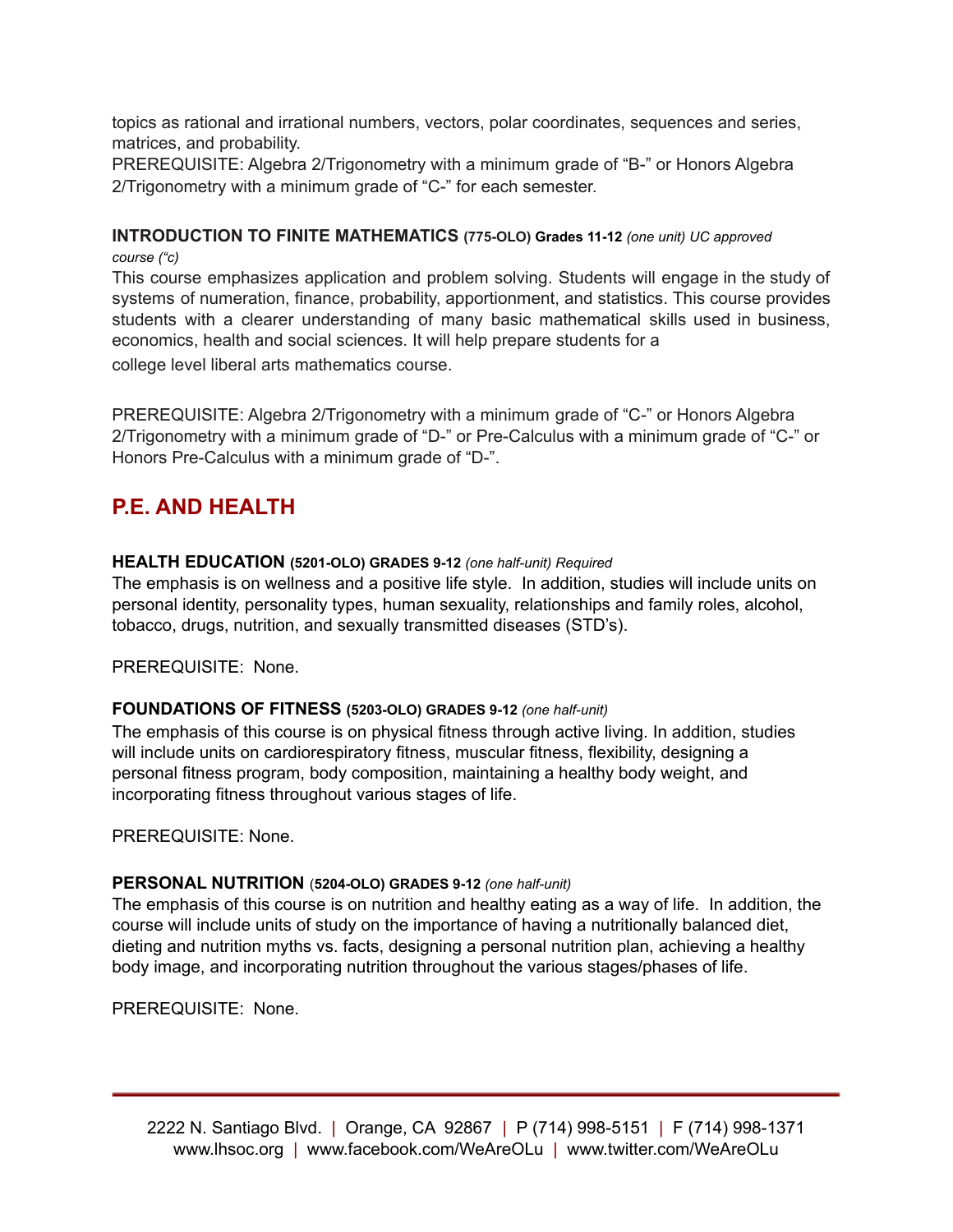topics as rational and irrational numbers, vectors, polar coordinates, sequences and series, matrices, and probability.

PREREQUISITE: Algebra 2/Trigonometry with a minimum grade of "B-" or Honors Algebra 2/Trigonometry with a minimum grade of "C-" for each semester.

**INTRODUCTION TO FINITE MATHEMATICS (775-OLO) Grades 11-12** *(one unit) UC approved course ("c)*

This course emphasizes application and problem solving. Students will engage in the study of systems of numeration, finance, probability, apportionment, and statistics. This course provides students with a clearer understanding of many basic mathematical skills used in business, economics, health and social sciences. It will help prepare students for a college level liberal arts mathematics course.

PREREQUISITE: Algebra 2/Trigonometry with a minimum grade of "C-" or Honors Algebra 2/Trigonometry with a minimum grade of "D-" or Pre-Calculus with a minimum grade of "C-" or Honors Pre-Calculus with a minimum grade of "D-".

## P.E. AND HEALTH

**HEALTH EDUCATION (5201-OLO) GRADES 9-12** *(one half-unit) Required*

The emphasis is on wellness and a positive life style. In addition, studies will include units on personal identity, personality types, human sexuality, relationships and family roles, alcohol, tobacco, drugs, nutrition, and sexually transmitted diseases (STD's).

PREREQUISITE: None.

**FOUNDATIONS OF FITNESS (5203-OLO) GRADES 9-12** *(one half-unit)*

The emphasis of this course is on physical fitness through active living. In addition, studies will include units on cardiorespiratory fitness, muscular fitness, flexibility, designing a personal fitness program, body composition, maintaining a healthy body weight, and incorporating fitness throughout various stages of life.

PREREQUISITE: None.

**PERSONAL NUTRITION (5204-OLO) GRADES 9-12** *(one half-unit)*

The emphasis of this course is on nutrition and healthy eating as a way of life. In addition, the course will include units of study on the importance of having a nutritionally balanced diet, dieting and nutrition myths vs. facts, designing a personal nutrition plan, achieving a healthy body image, and incorporating nutrition throughout the various stages/phases of life.

PREREQUISITE: None.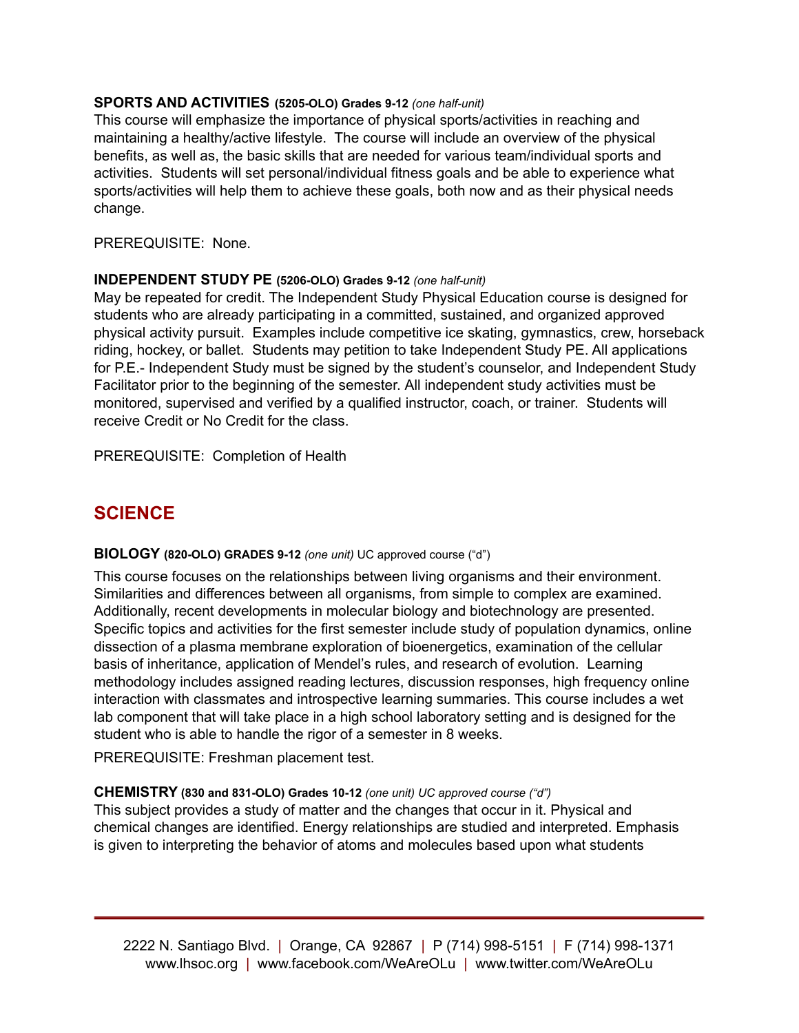**SPORTS AND ACTIVITIES (5205-OLO) Grades 9-12** *(one half-unit)*
This course will emphasize the importance of physical sports/activities in reaching and maintaining a healthy/active lifestyle. The course will include an overview of the physical benefits, as well as, the basic skills that are needed for various team/individual sports and activities. Students will set personal/individual fitness goals and be able to experience what sports/activities will help them to achieve these goals, both now and as their physical needs change.

PREREQUISITE: None.

**INDEPENDENT STUDY PE (5206-OLO) Grades 9-12** *(one half-unit)*
May be repeated for credit. The Independent Study Physical Education course is designed for students who are already participating in a committed, sustained, and organized approved physical activity pursuit. Examples include competitive ice skating, gymnastics, crew, horseback riding, hockey, or ballet. Students may petition to take Independent Study PE. All applications for P.E.- Independent Study must be signed by the student's counselor, and Independent Study Facilitator prior to the beginning of the semester. All independent study activities must be monitored, supervised and verified by a qualified instructor, coach, or trainer. Students will receive Credit or No Credit for the class.

PREREQUISITE: Completion of Health

## SCIENCE

**BIOLOGY (820-OLO) GRADES 9-12** *(one unit)* UC approved course ("d")

This course focuses on the relationships between living organisms and their environment. Similarities and differences between all organisms, from simple to complex are examined. Additionally, recent developments in molecular biology and biotechnology are presented. Specific topics and activities for the first semester include study of population dynamics, online dissection of a plasma membrane exploration of bioenergetics, examination of the cellular basis of inheritance, application of Mendel's rules, and research of evolution. Learning methodology includes assigned reading lectures, discussion responses, high frequency online interaction with classmates and introspective learning summaries. This course includes a wet lab component that will take place in a high school laboratory setting and is designed for the student who is able to handle the rigor of a semester in 8 weeks.

PREREQUISITE: Freshman placement test.

**CHEMISTRY (830 and 831-OLO) Grades 10-12** *(one unit) UC approved course ("d")*
This subject provides a study of matter and the changes that occur in it. Physical and chemical changes are identified. Energy relationships are studied and interpreted. Emphasis is given to interpreting the behavior of atoms and molecules based upon what students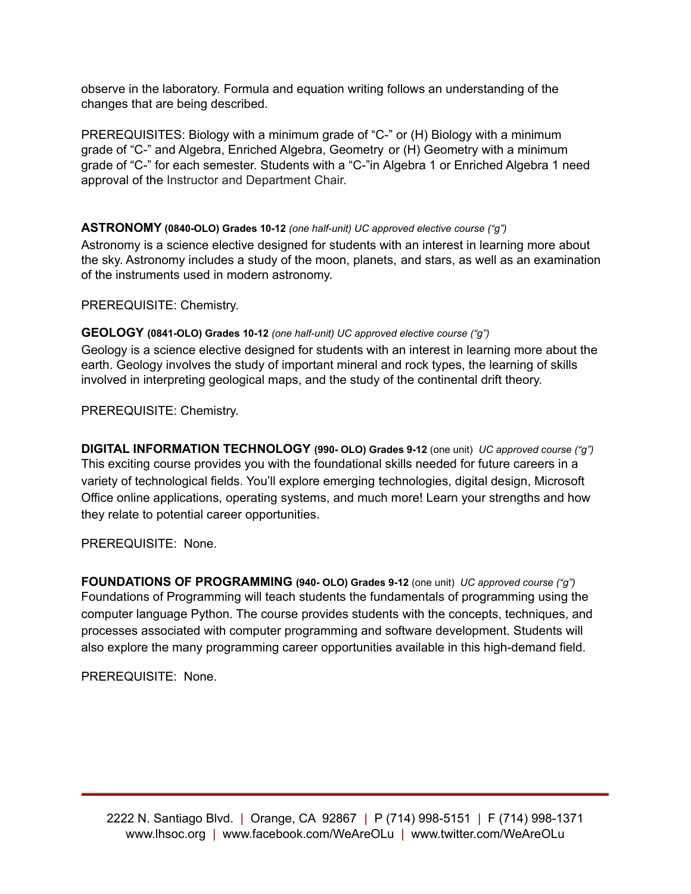observe in the laboratory. Formula and equation writing follows an understanding of the changes that are being described.

PREREQUISITES: Biology with a minimum grade of “C-” or (H) Biology with a minimum grade of “C-” and Algebra, Enriched Algebra, Geometry or (H) Geometry with a minimum grade of “C-” for each semester. Students with a “C-”in Algebra 1 or Enriched Algebra 1 need approval of the Instructor and Department Chair.

**ASTRONOMY (0840-OLO) Grades 10-12** *(one half-unit) UC approved elective course (“g”)*

Astronomy is a science elective designed for students with an interest in learning more about the sky. Astronomy includes a study of the moon, planets, and stars, as well as an examination of the instruments used in modern astronomy.

PREREQUISITE: Chemistry.

**GEOLOGY (0841-OLO) Grades 10-12** *(one half-unit) UC approved elective course (“g”)*

Geology is a science elective designed for students with an interest in learning more about the earth. Geology involves the study of important mineral and rock types, the learning of skills involved in interpreting geological maps, and the study of the continental drift theory.

PREREQUISITE: Chemistry.

**DIGITAL INFORMATION TECHNOLOGY (990- OLO) Grades 9-12** (one unit) *UC approved course (“g”)*

This exciting course provides you with the foundational skills needed for future careers in a variety of technological fields. You’ll explore emerging technologies, digital design, Microsoft Office online applications, operating systems, and much more! Learn your strengths and how they relate to potential career opportunities.

PREREQUISITE: None.

**FOUNDATIONS OF PROGRAMMING (940- OLO) Grades 9-12** (one unit) *UC approved course (“g”)*

Foundations of Programming will teach students the fundamentals of programming using the computer language Python. The course provides students with the concepts, techniques, and processes associated with computer programming and software development. Students will also explore the many programming career opportunities available in this high-demand field.

PREREQUISITE: None.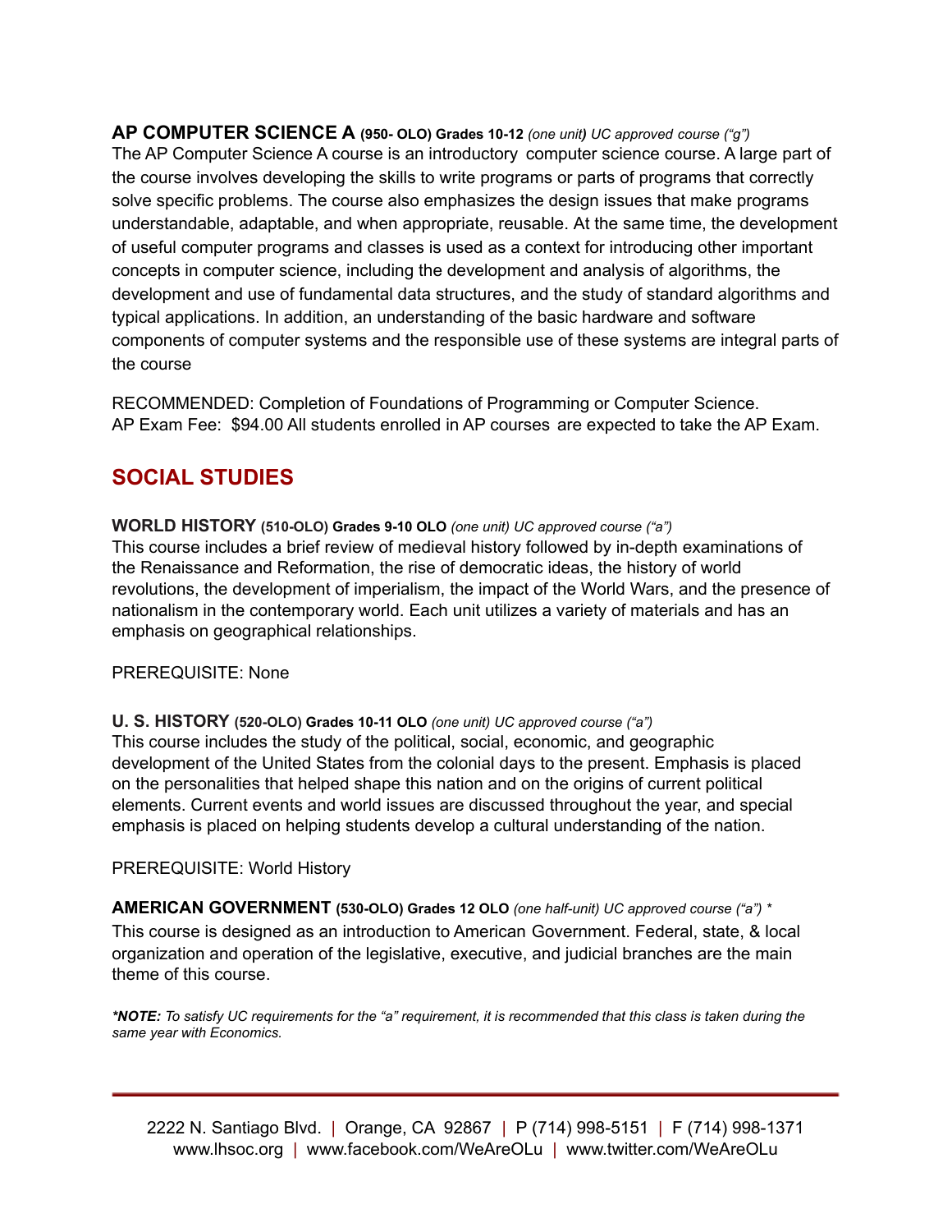**AP COMPUTER SCIENCE A** **(950- OLO) Grades 10-12** *(one unit) UC approved course ("g")*
The AP Computer Science A course is an introductory computer science course. A large part of the course involves developing the skills to write programs or parts of programs that correctly solve specific problems. The course also emphasizes the design issues that make programs understandable, adaptable, and when appropriate, reusable. At the same time, the development of useful computer programs and classes is used as a context for introducing other important concepts in computer science, including the development and analysis of algorithms, the development and use of fundamental data structures, and the study of standard algorithms and typical applications. In addition, an understanding of the basic hardware and software components of computer systems and the responsible use of these systems are integral parts of the course

RECOMMENDED: Completion of Foundations of Programming or Computer Science.
AP Exam Fee: $94.00 All students enrolled in AP courses are expected to take the AP Exam.

## SOCIAL STUDIES

**WORLD HISTORY** **(510-OLO) Grades 9-10 OLO** *(one unit) UC approved course ("a")*
This course includes a brief review of medieval history followed by in-depth examinations of the Renaissance and Reformation, the rise of democratic ideas, the history of world revolutions, the development of imperialism, the impact of the World Wars, and the presence of nationalism in the contemporary world. Each unit utilizes a variety of materials and has an emphasis on geographical relationships.

PREREQUISITE: None

**U. S. HISTORY** **(520-OLO) Grades 10-11 OLO** *(one unit) UC approved course ("a")*
This course includes the study of the political, social, economic, and geographic development of the United States from the colonial days to the present. Emphasis is placed on the personalities that helped shape this nation and on the origins of current political elements. Current events and world issues are discussed throughout the year, and special emphasis is placed on helping students develop a cultural understanding of the nation.

PREREQUISITE: World History

**AMERICAN GOVERNMENT** **(530-OLO) Grades 12 OLO** *(one half-unit) UC approved course ("a") **
This course is designed as an introduction to American Government. Federal, state, & local organization and operation of the legislative, executive, and judicial branches are the main theme of this course.

***NOTE:*** *To satisfy UC requirements for the "a" requirement, it is recommended that this class is taken during the same year with Economics.*

2222 N. Santiago Blvd. | Orange, CA 92867 | P (714) 998-5151 | F (714) 998-1371
www.lhsoc.org | www.facebook.com/WeAreOLu | www.twitter.com/WeAreOLu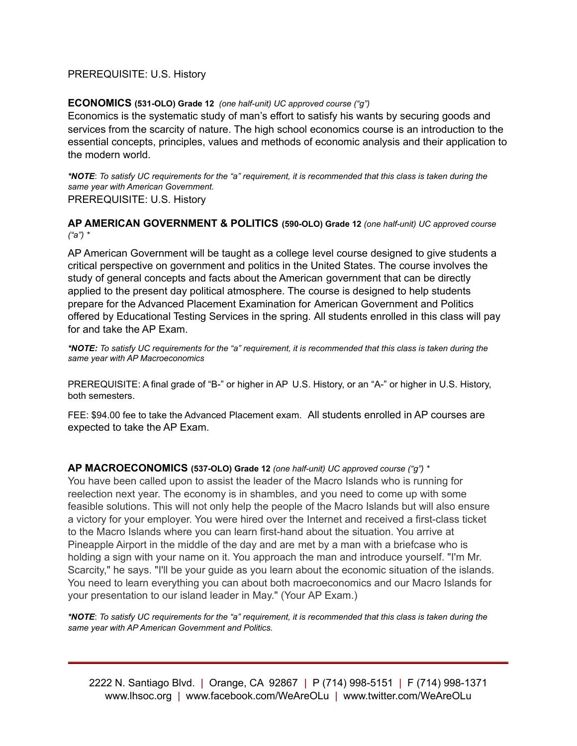PREREQUISITE: U.S. History

**ECONOMICS** **(531-OLO) Grade 12** *(one half-unit) UC approved course ("g")*

Economics is the systematic study of man's effort to satisfy his wants by securing goods and services from the scarcity of nature. The high school economics course is an introduction to the essential concepts, principles, values and methods of economic analysis and their application to the modern world.

***NOTE**: To satisfy UC requirements for the "a" requirement, it is recommended that this class is taken during the same year with American Government.*

PREREQUISITE: U.S. History

**AP AMERICAN GOVERNMENT & POLITICS** **(590-OLO) Grade 12** *(one half-unit) UC approved course ("a") **

AP American Government will be taught as a college level course designed to give students a critical perspective on government and politics in the United States. The course involves the study of general concepts and facts about the American government that can be directly applied to the present day political atmosphere. The course is designed to help students prepare for the Advanced Placement Examination for American Government and Politics offered by Educational Testing Services in the spring. All students enrolled in this class will pay for and take the AP Exam.

***NOTE:** To satisfy UC requirements for the "a" requirement, it is recommended that this class is taken during the same year with AP Macroeconomics*

PREREQUISITE: A final grade of "B-" or higher in AP U.S. History, or an "A-" or higher in U.S. History, both semesters.

FEE: $94.00 fee to take the Advanced Placement exam. All students enrolled in AP courses are expected to take the AP Exam.

**AP MACROECONOMICS** **(537-OLO) Grade 12** *(one half-unit) UC approved course ("g") **

You have been called upon to assist the leader of the Macro Islands who is running for reelection next year. The economy is in shambles, and you need to come up with some feasible solutions. This will not only help the people of the Macro Islands but will also ensure a victory for your employer. You were hired over the Internet and received a first-class ticket to the Macro Islands where you can learn first-hand about the situation. You arrive at Pineapple Airport in the middle of the day and are met by a man with a briefcase who is holding a sign with your name on it. You approach the man and introduce yourself. "I'm Mr. Scarcity," he says. "I'll be your guide as you learn about the economic situation of the islands. You need to learn everything you can about both macroeconomics and our Macro Islands for your presentation to our island leader in May." (Your AP Exam.)

***NOTE**: To satisfy UC requirements for the "a" requirement, it is recommended that this class is taken during the same year with AP American Government and Politics.*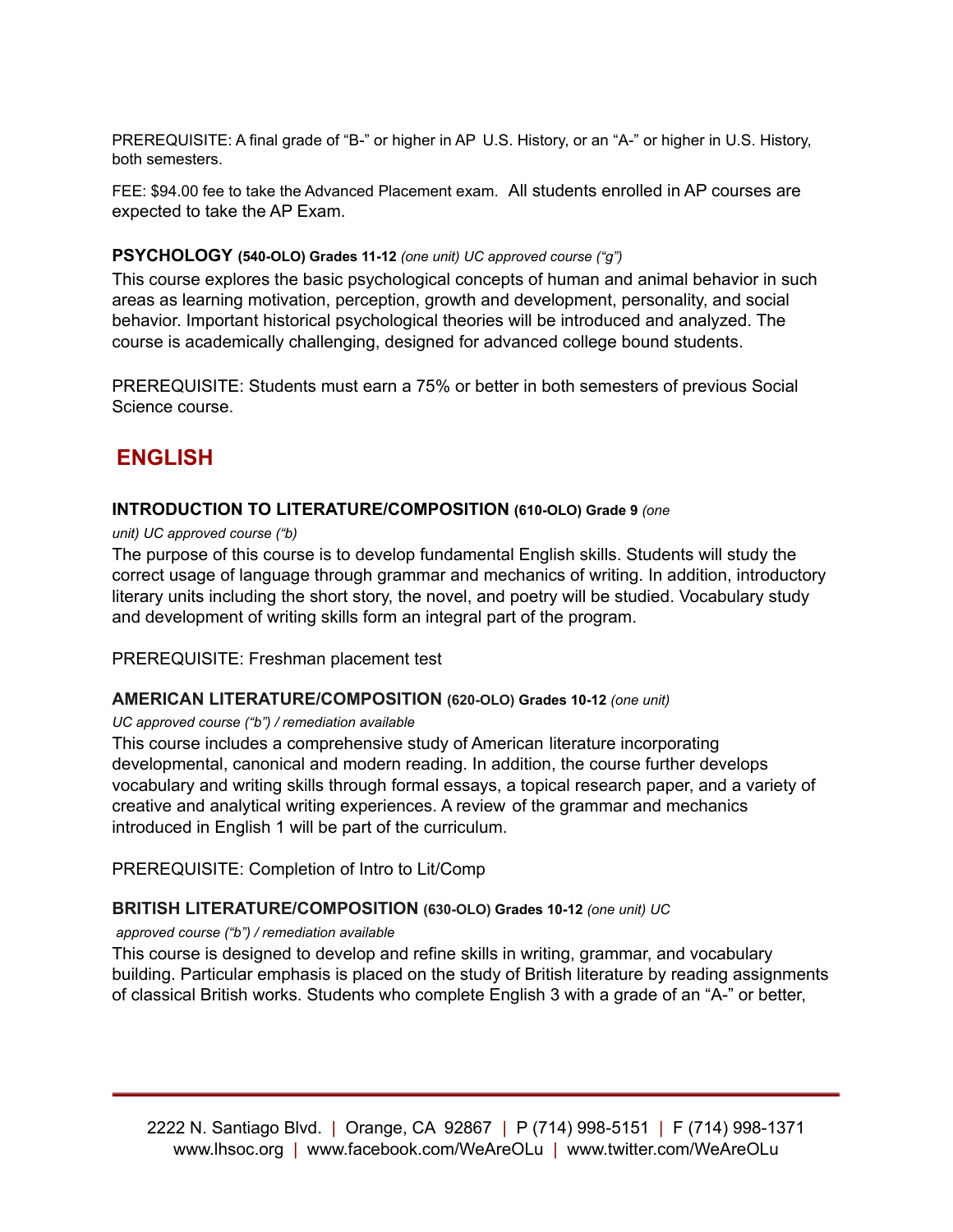PREREQUISITE: A final grade of "B-" or higher in AP U.S. History, or an "A-" or higher in U.S. History, both semesters.

FEE: $94.00 fee to take the Advanced Placement exam. All students enrolled in AP courses are expected to take the AP Exam.

**PSYCHOLOGY (540-OLO) Grades 11-12** *(one unit) UC approved course ("g")*

This course explores the basic psychological concepts of human and animal behavior in such areas as learning motivation, perception, growth and development, personality, and social behavior. Important historical psychological theories will be introduced and analyzed. The course is academically challenging, designed for advanced college bound students.

PREREQUISITE: Students must earn a 75% or better in both semesters of previous Social Science course.

## ENGLISH

**INTRODUCTION TO LITERATURE/COMPOSITION (610-OLO) Grade 9** *(one unit) UC approved course ("b)*

The purpose of this course is to develop fundamental English skills. Students will study the correct usage of language through grammar and mechanics of writing. In addition, introductory literary units including the short story, the novel, and poetry will be studied. Vocabulary study and development of writing skills form an integral part of the program.

PREREQUISITE: Freshman placement test

**AMERICAN LITERATURE/COMPOSITION (620-OLO) Grades 10-12** *(one unit) UC approved course ("b") / remediation available*

This course includes a comprehensive study of American literature incorporating developmental, canonical and modern reading. In addition, the course further develops vocabulary and writing skills through formal essays, a topical research paper, and a variety of creative and analytical writing experiences. A review of the grammar and mechanics introduced in English 1 will be part of the curriculum.

PREREQUISITE: Completion of Intro to Lit/Comp

**BRITISH LITERATURE/COMPOSITION (630-OLO) Grades 10-12** *(one unit) UC approved course ("b") / remediation available*

This course is designed to develop and refine skills in writing, grammar, and vocabulary building. Particular emphasis is placed on the study of British literature by reading assignments of classical British works. Students who complete English 3 with a grade of an "A-" or better,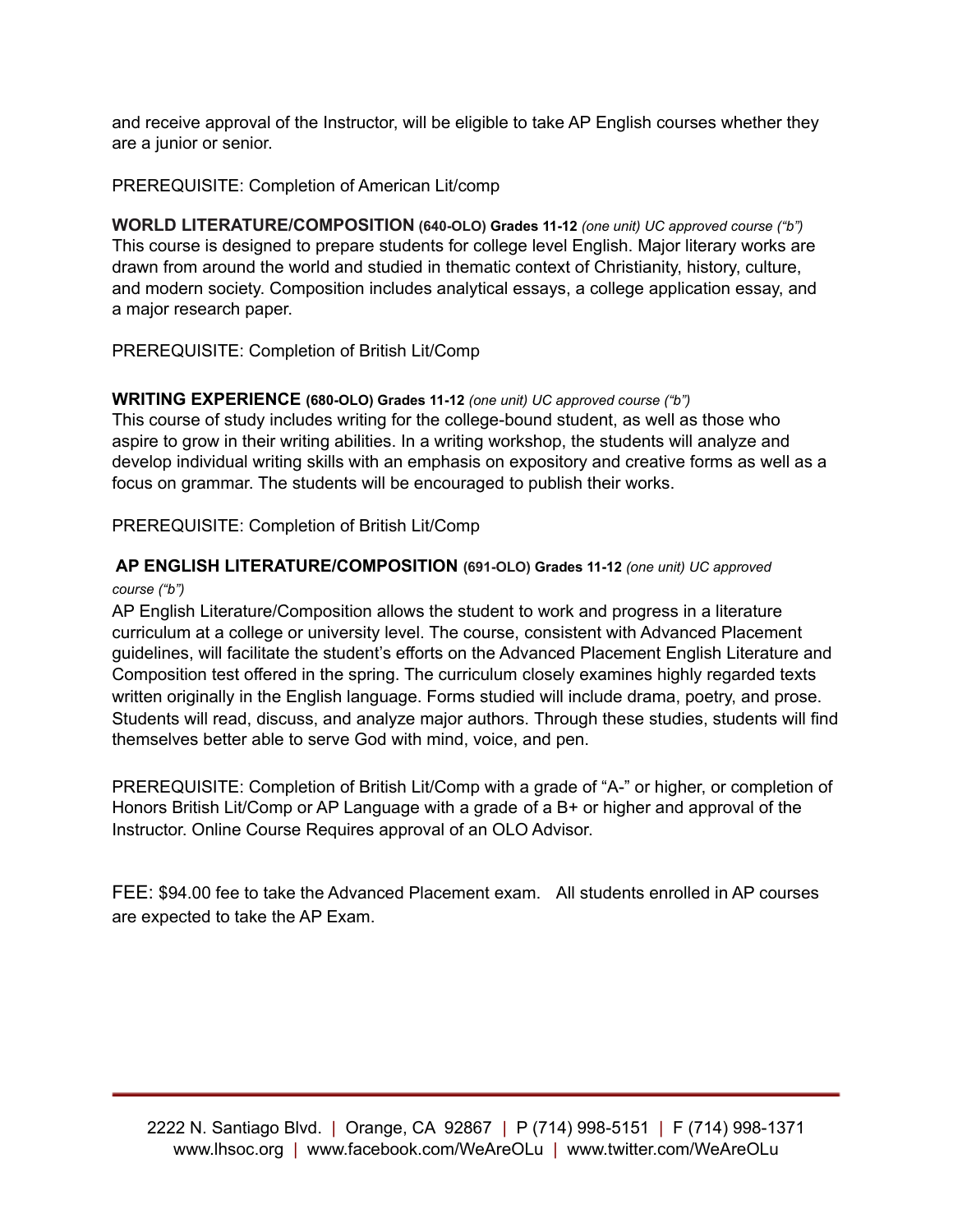and receive approval of the Instructor, will be eligible to take AP English courses whether they are a junior or senior.

PREREQUISITE: Completion of American Lit/comp

**WORLD LITERATURE/COMPOSITION (640-OLO) Grades 11-12** *(one unit) UC approved course ("b")*
This course is designed to prepare students for college level English. Major literary works are drawn from around the world and studied in thematic context of Christianity, history, culture, and modern society. Composition includes analytical essays, a college application essay, and a major research paper.

PREREQUISITE: Completion of British Lit/Comp

**WRITING EXPERIENCE (680-OLO) Grades 11-12** *(one unit) UC approved course ("b")*
This course of study includes writing for the college-bound student, as well as those who aspire to grow in their writing abilities. In a writing workshop, the students will analyze and develop individual writing skills with an emphasis on expository and creative forms as well as a focus on grammar. The students will be encouraged to publish their works.

PREREQUISITE: Completion of British Lit/Comp

**AP ENGLISH LITERATURE/COMPOSITION (691-OLO) Grades 11-12** *(one unit) UC approved course ("b")*
AP English Literature/Composition allows the student to work and progress in a literature curriculum at a college or university level. The course, consistent with Advanced Placement guidelines, will facilitate the student's efforts on the Advanced Placement English Literature and Composition test offered in the spring. The curriculum closely examines highly regarded texts written originally in the English language. Forms studied will include drama, poetry, and prose. Students will read, discuss, and analyze major authors. Through these studies, students will find themselves better able to serve God with mind, voice, and pen.

PREREQUISITE: Completion of British Lit/Comp with a grade of "A-" or higher, or completion of Honors British Lit/Comp or AP Language with a grade of a B+ or higher and approval of the Instructor. Online Course Requires approval of an OLO Advisor.

FEE: $94.00 fee to take the Advanced Placement exam. All students enrolled in AP courses are expected to take the AP Exam.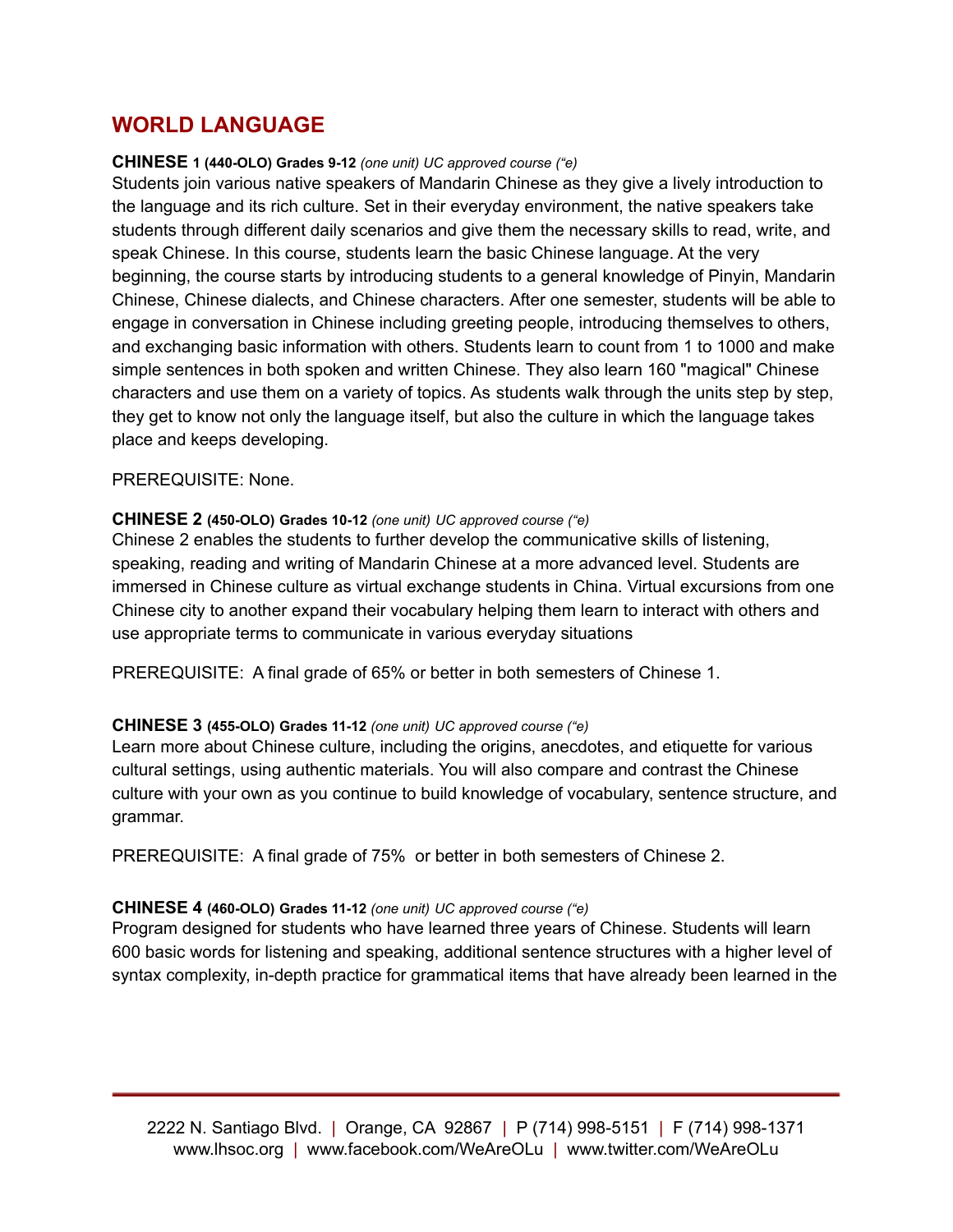## WORLD LANGUAGE

**CHINESE 1 (440-OLO) Grades 9-12** *(one unit) UC approved course ("e)*
Students join various native speakers of Mandarin Chinese as they give a lively introduction to the language and its rich culture. Set in their everyday environment, the native speakers take students through different daily scenarios and give them the necessary skills to read, write, and speak Chinese. In this course, students learn the basic Chinese language. At the very beginning, the course starts by introducing students to a general knowledge of Pinyin, Mandarin Chinese, Chinese dialects, and Chinese characters. After one semester, students will be able to engage in conversation in Chinese including greeting people, introducing themselves to others, and exchanging basic information with others. Students learn to count from 1 to 1000 and make simple sentences in both spoken and written Chinese. They also learn 160 "magical" Chinese characters and use them on a variety of topics. As students walk through the units step by step, they get to know not only the language itself, but also the culture in which the language takes place and keeps developing.

PREREQUISITE: None.

**CHINESE 2 (450-OLO) Grades 10-12** *(one unit) UC approved course ("e)*
Chinese 2 enables the students to further develop the communicative skills of listening, speaking, reading and writing of Mandarin Chinese at a more advanced level. Students are immersed in Chinese culture as virtual exchange students in China. Virtual excursions from one Chinese city to another expand their vocabulary helping them learn to interact with others and use appropriate terms to communicate in various everyday situations

PREREQUISITE: A final grade of 65% or better in both semesters of Chinese 1.

**CHINESE 3 (455-OLO) Grades 11-12** *(one unit) UC approved course ("e)*
Learn more about Chinese culture, including the origins, anecdotes, and etiquette for various cultural settings, using authentic materials. You will also compare and contrast the Chinese culture with your own as you continue to build knowledge of vocabulary, sentence structure, and grammar.

PREREQUISITE: A final grade of 75% or better in both semesters of Chinese 2.

**CHINESE 4 (460-OLO) Grades 11-12** *(one unit) UC approved course ("e)*
Program designed for students who have learned three years of Chinese. Students will learn 600 basic words for listening and speaking, additional sentence structures with a higher level of syntax complexity, in-depth practice for grammatical items that have already been learned in the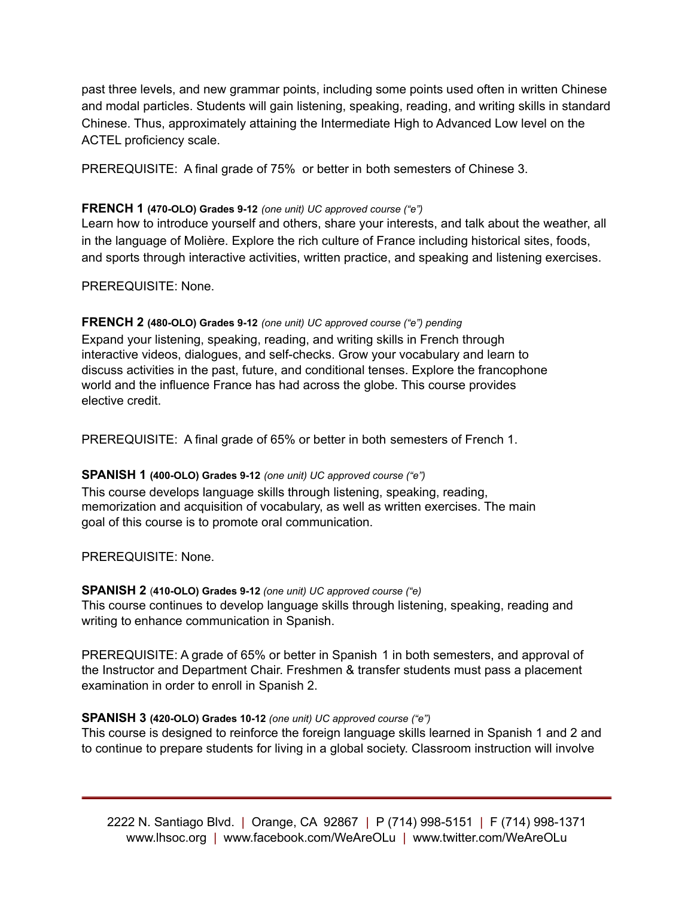past three levels, and new grammar points, including some points used often in written Chinese and modal particles. Students will gain listening, speaking, reading, and writing skills in standard Chinese. Thus, approximately attaining the Intermediate High to Advanced Low level on the ACTEL proficiency scale.

PREREQUISITE: A final grade of 75% or better in both semesters of Chinese 3.

**FRENCH 1 (470-OLO) Grades 9-12** *(one unit) UC approved course ("e")*
Learn how to introduce yourself and others, share your interests, and talk about the weather, all in the language of Molière. Explore the rich culture of France including historical sites, foods, and sports through interactive activities, written practice, and speaking and listening exercises.

PREREQUISITE: None.

**FRENCH 2 (480-OLO) Grades 9-12** *(one unit) UC approved course ("e") pending*
Expand your listening, speaking, reading, and writing skills in French through interactive videos, dialogues, and self-checks. Grow your vocabulary and learn to discuss activities in the past, future, and conditional tenses. Explore the francophone world and the influence France has had across the globe. This course provides elective credit.

PREREQUISITE: A final grade of 65% or better in both semesters of French 1.

**SPANISH 1 (400-OLO) Grades 9-12** *(one unit) UC approved course ("e")*
This course develops language skills through listening, speaking, reading, memorization and acquisition of vocabulary, as well as written exercises. The main goal of this course is to promote oral communication.

PREREQUISITE: None.

**SPANISH 2** (**410-OLO) Grades 9-12** *(one unit) UC approved course ("e)*
This course continues to develop language skills through listening, speaking, reading and writing to enhance communication in Spanish.

PREREQUISITE: A grade of 65% or better in Spanish 1 in both semesters, and approval of the Instructor and Department Chair. Freshmen & transfer students must pass a placement examination in order to enroll in Spanish 2.

**SPANISH 3 (420-OLO) Grades 10-12** *(one unit) UC approved course ("e")*
This course is designed to reinforce the foreign language skills learned in Spanish 1 and 2 and to continue to prepare students for living in a global society. Classroom instruction will involve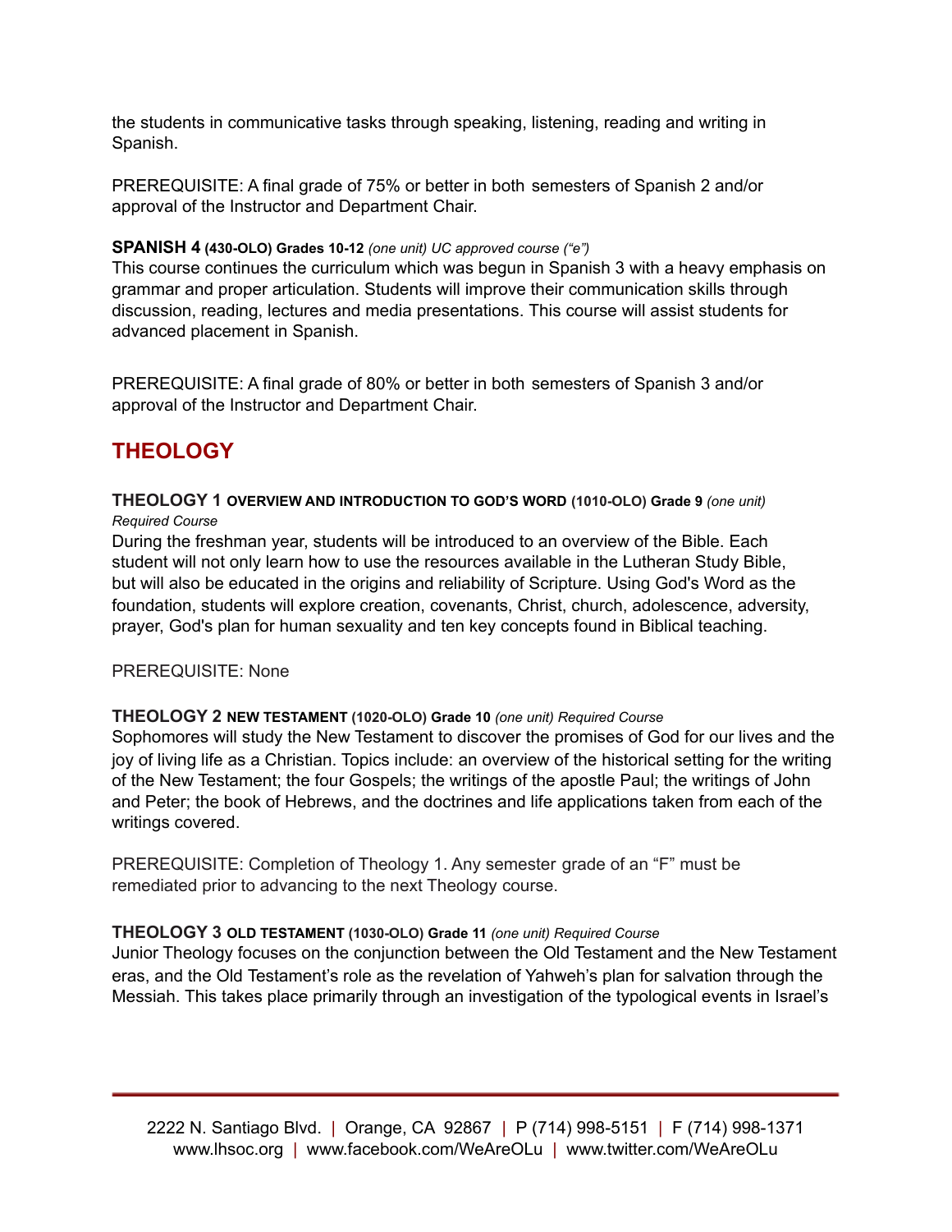the students in communicative tasks through speaking, listening, reading and writing in Spanish.

PREREQUISITE: A final grade of 75% or better in both semesters of Spanish 2 and/or approval of the Instructor and Department Chair.

**SPANISH 4 (430-OLO) Grades 10-12** *(one unit) UC approved course ("e")*
This course continues the curriculum which was begun in Spanish 3 with a heavy emphasis on grammar and proper articulation. Students will improve their communication skills through discussion, reading, lectures and media presentations. This course will assist students for advanced placement in Spanish.

PREREQUISITE: A final grade of 80% or better in both semesters of Spanish 3 and/or approval of the Instructor and Department Chair.

## THEOLOGY

**THEOLOGY 1 OVERVIEW AND INTRODUCTION TO GOD'S WORD (1010-OLO) Grade 9** *(one unit) Required Course*
During the freshman year, students will be introduced to an overview of the Bible. Each student will not only learn how to use the resources available in the Lutheran Study Bible, but will also be educated in the origins and reliability of Scripture. Using God's Word as the foundation, students will explore creation, covenants, Christ, church, adolescence, adversity, prayer, God's plan for human sexuality and ten key concepts found in Biblical teaching.

PREREQUISITE: None

**THEOLOGY 2 NEW TESTAMENT (1020-OLO) Grade 10** *(one unit) Required Course*
Sophomores will study the New Testament to discover the promises of God for our lives and the joy of living life as a Christian. Topics include: an overview of the historical setting for the writing of the New Testament; the four Gospels; the writings of the apostle Paul; the writings of John and Peter; the book of Hebrews, and the doctrines and life applications taken from each of the writings covered.

PREREQUISITE: Completion of Theology 1. Any semester grade of an "F" must be remediated prior to advancing to the next Theology course.

**THEOLOGY 3 OLD TESTAMENT (1030-OLO) Grade 11** *(one unit) Required Course*
Junior Theology focuses on the conjunction between the Old Testament and the New Testament eras, and the Old Testament's role as the revelation of Yahweh's plan for salvation through the Messiah. This takes place primarily through an investigation of the typological events in Israel's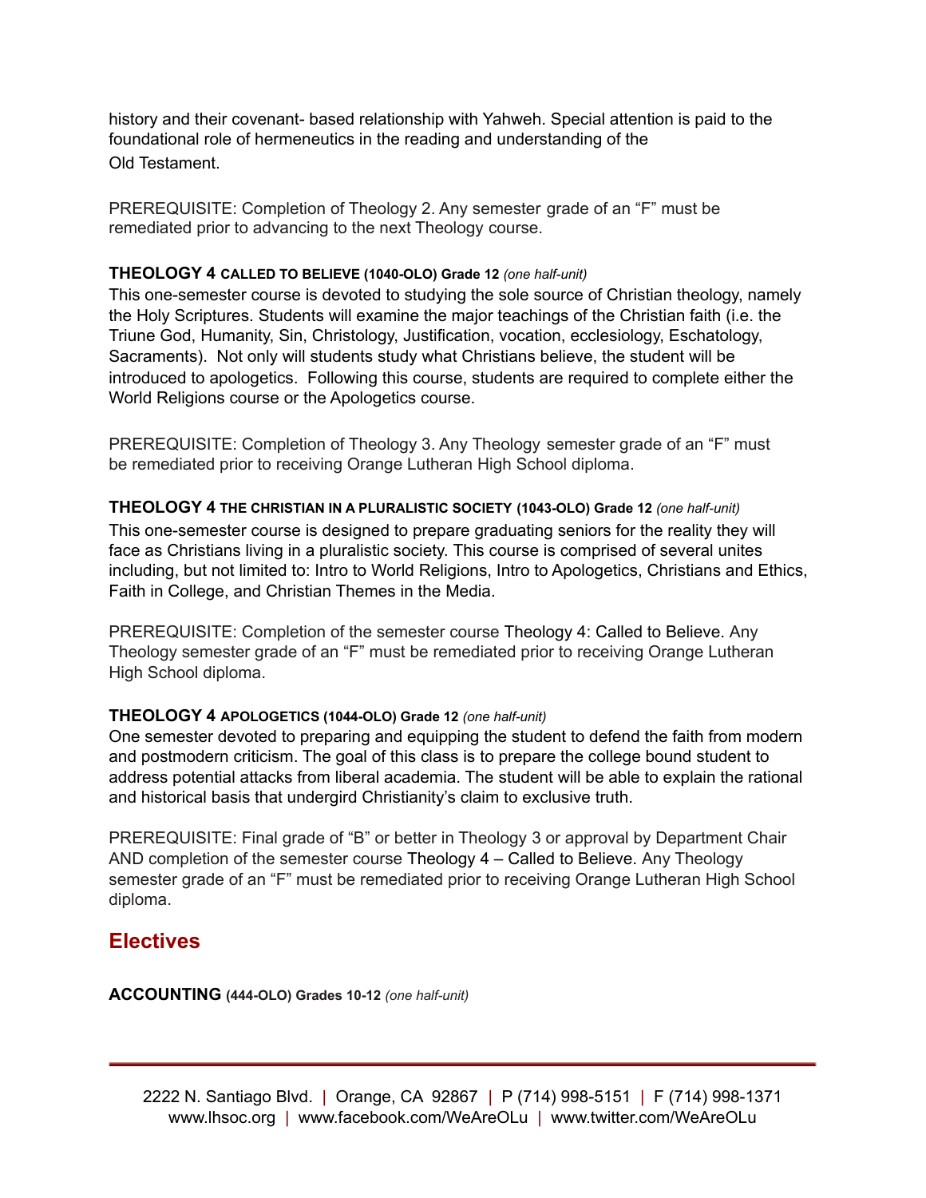history and their covenant- based relationship with Yahweh. Special attention is paid to the foundational role of hermeneutics in the reading and understanding of the Old Testament.

PREREQUISITE: Completion of Theology 2. Any semester grade of an "F" must be remediated prior to advancing to the next Theology course.

**THEOLOGY 4 CALLED TO BELIEVE (1040-OLO) Grade 12** *(one half-unit)*
This one-semester course is devoted to studying the sole source of Christian theology, namely the Holy Scriptures. Students will examine the major teachings of the Christian faith (i.e. the Triune God, Humanity, Sin, Christology, Justification, vocation, ecclesiology, Eschatology, Sacraments). Not only will students study what Christians believe, the student will be introduced to apologetics. Following this course, students are required to complete either the World Religions course or the Apologetics course.

PREREQUISITE: Completion of Theology 3. Any Theology semester grade of an "F" must be remediated prior to receiving Orange Lutheran High School diploma.

**THEOLOGY 4 THE CHRISTIAN IN A PLURALISTIC SOCIETY (1043-OLO) Grade 12** *(one half-unit)*
This one-semester course is designed to prepare graduating seniors for the reality they will face as Christians living in a pluralistic society. This course is comprised of several unites including, but not limited to: Intro to World Religions, Intro to Apologetics, Christians and Ethics, Faith in College, and Christian Themes in the Media.

PREREQUISITE: Completion of the semester course Theology 4: Called to Believe. Any Theology semester grade of an "F" must be remediated prior to receiving Orange Lutheran High School diploma.

**THEOLOGY 4 APOLOGETICS (1044-OLO) Grade 12** *(one half-unit)*
One semester devoted to preparing and equipping the student to defend the faith from modern and postmodern criticism. The goal of this class is to prepare the college bound student to address potential attacks from liberal academia. The student will be able to explain the rational and historical basis that undergird Christianity's claim to exclusive truth.

PREREQUISITE: Final grade of "B" or better in Theology 3 or approval by Department Chair AND completion of the semester course Theology 4 – Called to Believe. Any Theology semester grade of an "F" must be remediated prior to receiving Orange Lutheran High School diploma.

## Electives

**ACCOUNTING (444-OLO) Grades 10-12** *(one half-unit)*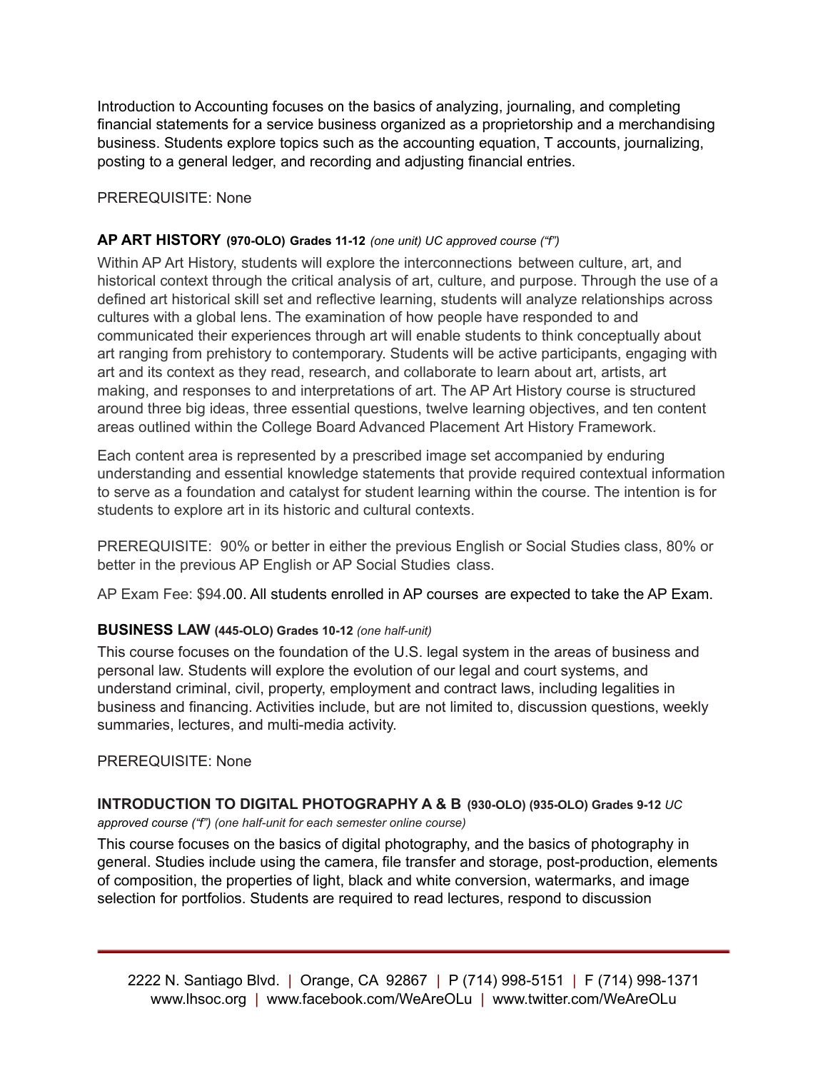Introduction to Accounting focuses on the basics of analyzing, journaling, and completing financial statements for a service business organized as a proprietorship and a merchandising business. Students explore topics such as the accounting equation, T accounts, journalizing, posting to a general ledger, and recording and adjusting financial entries.

PREREQUISITE: None

### AP ART HISTORY **(970-OLO) Grades 11-12** *(one unit) UC approved course ("f")*

Within AP Art History, students will explore the interconnections between culture, art, and historical context through the critical analysis of art, culture, and purpose. Through the use of a defined art historical skill set and reflective learning, students will analyze relationships across cultures with a global lens. The examination of how people have responded to and communicated their experiences through art will enable students to think conceptually about art ranging from prehistory to contemporary. Students will be active participants, engaging with art and its context as they read, research, and collaborate to learn about art, artists, art making, and responses to and interpretations of art. The AP Art History course is structured around three big ideas, three essential questions, twelve learning objectives, and ten content areas outlined within the College Board Advanced Placement Art History Framework.

Each content area is represented by a prescribed image set accompanied by enduring understanding and essential knowledge statements that provide required contextual information to serve as a foundation and catalyst for student learning within the course. The intention is for students to explore art in its historic and cultural contexts.

PREREQUISITE: 90% or better in either the previous English or Social Studies class, 80% or better in the previous AP English or AP Social Studies class.

AP Exam Fee: $94.00. All students enrolled in AP courses are expected to take the AP Exam.

### BUSINESS LAW **(445-OLO) Grades 10-12** *(one half-unit)*

This course focuses on the foundation of the U.S. legal system in the areas of business and personal law. Students will explore the evolution of our legal and court systems, and understand criminal, civil, property, employment and contract laws, including legalities in business and financing. Activities include, but are not limited to, discussion questions, weekly summaries, lectures, and multi-media activity.

PREREQUISITE: None

### INTRODUCTION TO DIGITAL PHOTOGRAPHY A & B **(930-OLO) (935-OLO) Grades 9-12** *UC approved course ("f") (one half-unit for each semester online course)*

This course focuses on the basics of digital photography, and the basics of photography in general. Studies include using the camera, file transfer and storage, post-production, elements of composition, the properties of light, black and white conversion, watermarks, and image selection for portfolios. Students are required to read lectures, respond to discussion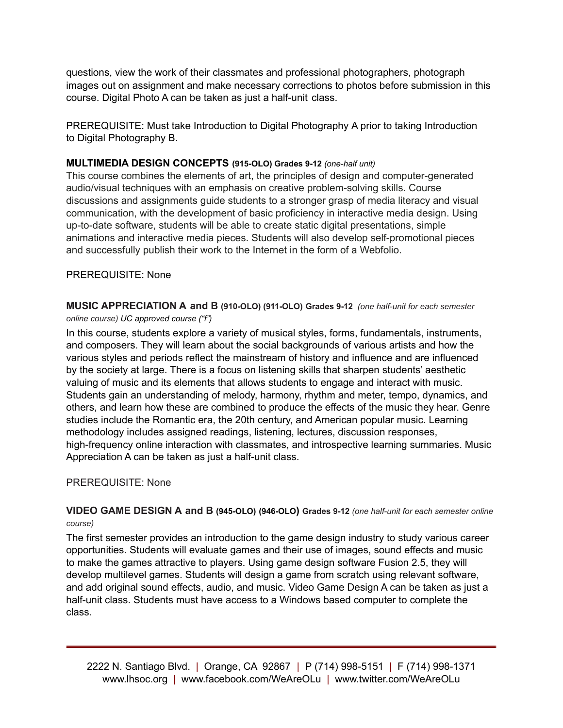questions, view the work of their classmates and professional photographers, photograph images out on assignment and make necessary corrections to photos before submission in this course. Digital Photo A can be taken as just a half-unit class.

PREREQUISITE: Must take Introduction to Digital Photography A prior to taking Introduction to Digital Photography B.

**MULTIMEDIA DESIGN CONCEPTS (915-OLO) Grades 9-12** *(one-half unit)*
This course combines the elements of art, the principles of design and computer-generated audio/visual techniques with an emphasis on creative problem-solving skills. Course discussions and assignments guide students to a stronger grasp of media literacy and visual communication, with the development of basic proficiency in interactive media design. Using up-to-date software, students will be able to create static digital presentations, simple animations and interactive media pieces. Students will also develop self-promotional pieces and successfully publish their work to the Internet in the form of a Webfolio.

PREREQUISITE: None

**MUSIC APPRECIATION A and B (910-OLO) (911-OLO) Grades 9-12** *(one half-unit for each semester online course) UC approved course ("f")*

In this course, students explore a variety of musical styles, forms, fundamentals, instruments, and composers. They will learn about the social backgrounds of various artists and how the various styles and periods reflect the mainstream of history and influence and are influenced by the society at large. There is a focus on listening skills that sharpen students' aesthetic valuing of music and its elements that allows students to engage and interact with music. Students gain an understanding of melody, harmony, rhythm and meter, tempo, dynamics, and others, and learn how these are combined to produce the effects of the music they hear. Genre studies include the Romantic era, the 20th century, and American popular music. Learning methodology includes assigned readings, listening, lectures, discussion responses, high-frequency online interaction with classmates, and introspective learning summaries. Music Appreciation A can be taken as just a half-unit class.

PREREQUISITE: None

**VIDEO GAME DESIGN A and B (945-OLO) (946-OLO) Grades 9-12** *(one half-unit for each semester online course)*

The first semester provides an introduction to the game design industry to study various career opportunities. Students will evaluate games and their use of images, sound effects and music to make the games attractive to players. Using game design software Fusion 2.5, they will develop multilevel games. Students will design a game from scratch using relevant software, and add original sound effects, audio, and music. Video Game Design A can be taken as just a half-unit class. Students must have access to a Windows based computer to complete the class.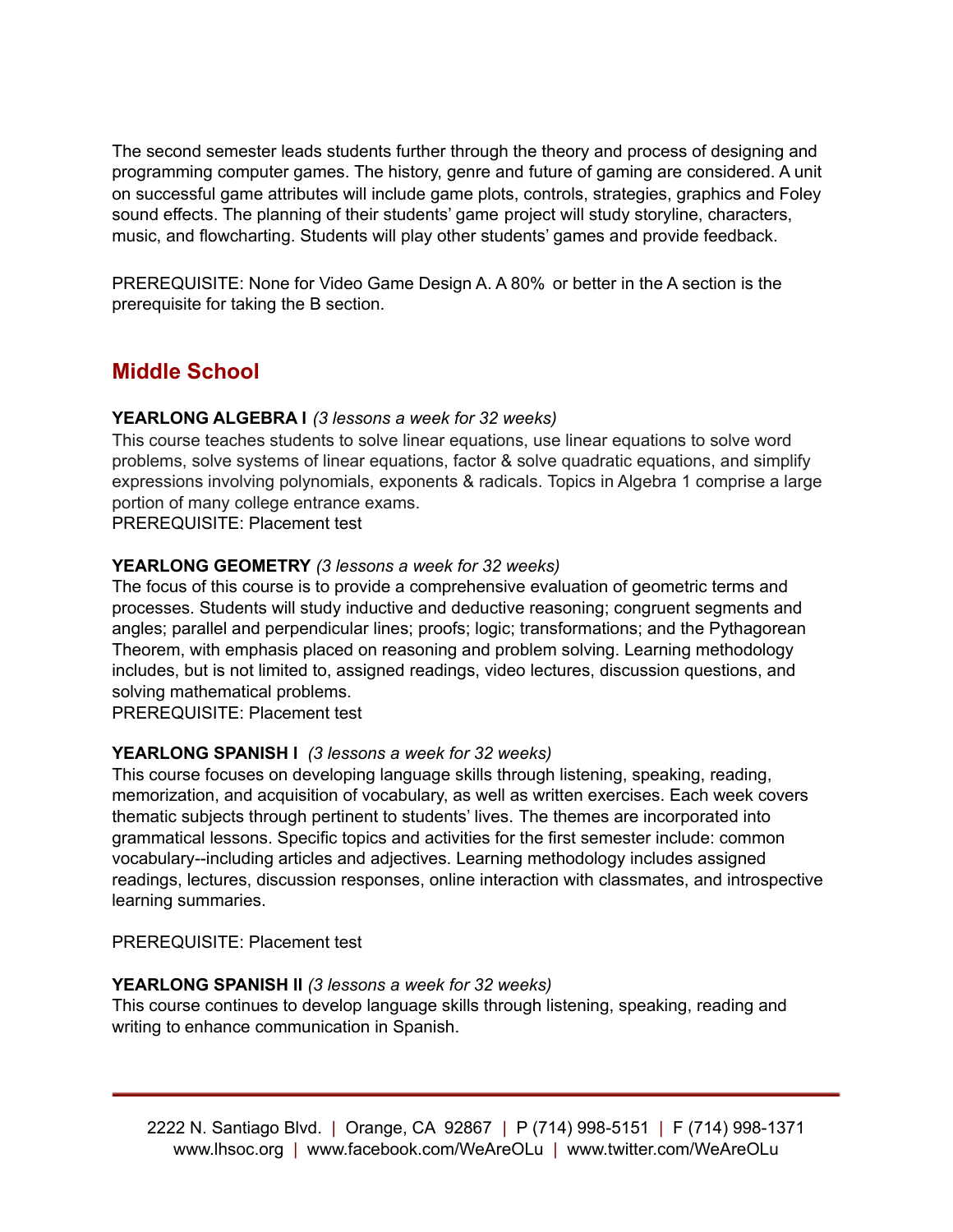The second semester leads students further through the theory and process of designing and programming computer games. The history, genre and future of gaming are considered. A unit on successful game attributes will include game plots, controls, strategies, graphics and Foley sound effects. The planning of their students' game project will study storyline, characters, music, and flowcharting. Students will play other students' games and provide feedback.

PREREQUISITE: None for Video Game Design A. A 80% or better in the A section is the prerequisite for taking the B section.

## Middle School

**YEARLONG ALGEBRA I** *(3 lessons a week for 32 weeks)*
This course teaches students to solve linear equations, use linear equations to solve word problems, solve systems of linear equations, factor & solve quadratic equations, and simplify expressions involving polynomials, exponents & radicals. Topics in Algebra 1 comprise a large portion of many college entrance exams.
PREREQUISITE: Placement test

**YEARLONG GEOMETRY** *(3 lessons a week for 32 weeks)*
The focus of this course is to provide a comprehensive evaluation of geometric terms and processes. Students will study inductive and deductive reasoning; congruent segments and angles; parallel and perpendicular lines; proofs; logic; transformations; and the Pythagorean Theorem, with emphasis placed on reasoning and problem solving. Learning methodology includes, but is not limited to, assigned readings, video lectures, discussion questions, and solving mathematical problems.
PREREQUISITE: Placement test

**YEARLONG SPANISH I** *(3 lessons a week for 32 weeks)*
This course focuses on developing language skills through listening, speaking, reading, memorization, and acquisition of vocabulary, as well as written exercises. Each week covers thematic subjects through pertinent to students' lives. The themes are incorporated into grammatical lessons. Specific topics and activities for the first semester include: common vocabulary--including articles and adjectives. Learning methodology includes assigned readings, lectures, discussion responses, online interaction with classmates, and introspective learning summaries.

PREREQUISITE: Placement test

**YEARLONG SPANISH II** *(3 lessons a week for 32 weeks)*
This course continues to develop language skills through listening, speaking, reading and writing to enhance communication in Spanish.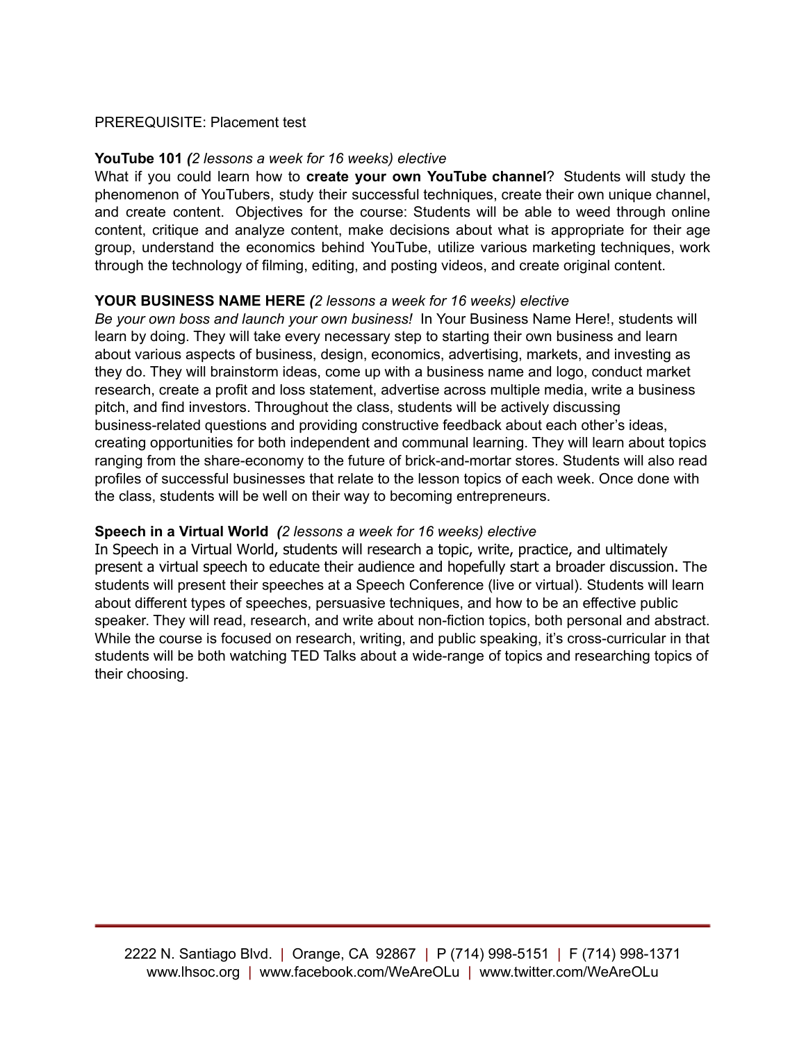PREREQUISITE: Placement test

**YouTube 101** ***(****2 lessons a week for 16 weeks) elective*

What if you could learn how to **create your own YouTube channel**? Students will study the phenomenon of YouTubers, study their successful techniques, create their own unique channel, and create content. Objectives for the course: Students will be able to weed through online content, critique and analyze content, make decisions about what is appropriate for their age group, understand the economics behind YouTube, utilize various marketing techniques, work through the technology of filming, editing, and posting videos, and create original content.

**YOUR BUSINESS NAME HERE** ***(****2 lessons a week for 16 weeks) elective*

*Be your own boss and launch your own business!* In Your Business Name Here!, students will learn by doing. They will take every necessary step to starting their own business and learn about various aspects of business, design, economics, advertising, markets, and investing as they do. They will brainstorm ideas, come up with a business name and logo, conduct market research, create a profit and loss statement, advertise across multiple media, write a business pitch, and find investors. Throughout the class, students will be actively discussing business-related questions and providing constructive feedback about each other's ideas, creating opportunities for both independent and communal learning. They will learn about topics ranging from the share-economy to the future of brick-and-mortar stores. Students will also read profiles of successful businesses that relate to the lesson topics of each week. Once done with the class, students will be well on their way to becoming entrepreneurs.

**Speech in a Virtual World** ***(****2 lessons a week for 16 weeks) elective*

In Speech in a Virtual World, students will research a topic, write, practice, and ultimately present a virtual speech to educate their audience and hopefully start a broader discussion. The students will present their speeches at a Speech Conference (live or virtual). Students will learn about different types of speeches, persuasive techniques, and how to be an effective public speaker. They will read, research, and write about non-fiction topics, both personal and abstract. While the course is focused on research, writing, and public speaking, it's cross-curricular in that students will be both watching TED Talks about a wide-range of topics and researching topics of their choosing.